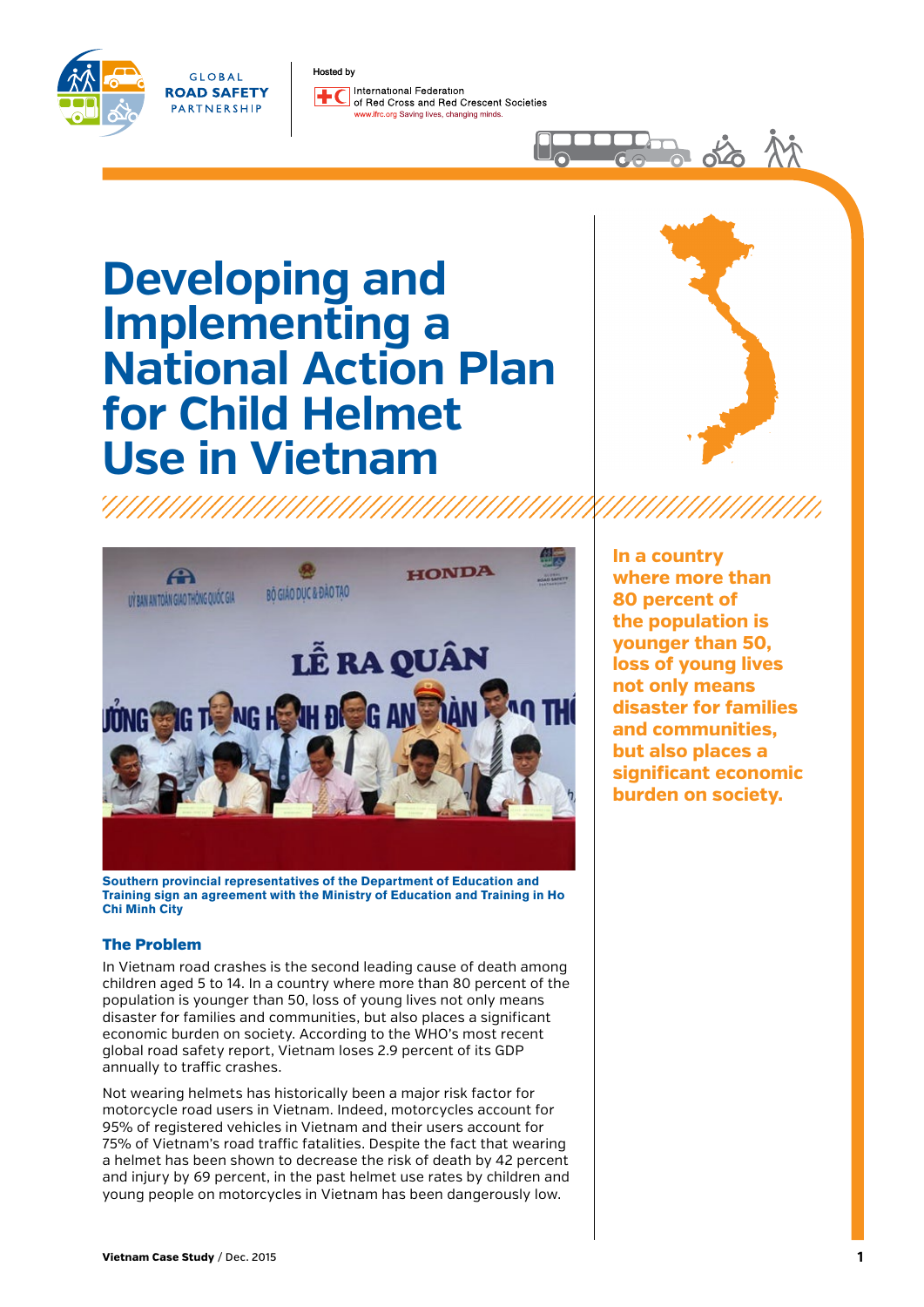GLOBAL ROAD SAFETY PARTNERSHIP

Hosted by International Federation of Red Cross and Red Crescent Societies
www.ifrc.org Saving lives, changing minds.

# Developing and Implementing a National Action Plan for Child Helmet Use in Vietnam

Southern provincial representatives of the Department of Education and Training sign an agreement with the Ministry of Education and Training in Ho Chi Minh City

**In a country where more than 80 percent of the population is younger than 50, loss of young lives not only means disaster for families and communities, but also places a significant economic burden on society.**

## The Problem

In Vietnam road crashes is the second leading cause of death among children aged 5 to 14. In a country where more than 80 percent of the population is younger than 50, loss of young lives not only means disaster for families and communities, but also places a significant economic burden on society. According to the WHO's most recent global road safety report, Vietnam loses 2.9 percent of its GDP annually to traffic crashes.

Not wearing helmets has historically been a major risk factor for motorcycle road users in Vietnam. Indeed, motorcycles account for 95% of registered vehicles in Vietnam and their users account for 75% of Vietnam's road traffic fatalities. Despite the fact that wearing a helmet has been shown to decrease the risk of death by 42 percent and injury by 69 percent, in the past helmet use rates by children and young people on motorcycles in Vietnam has been dangerously low.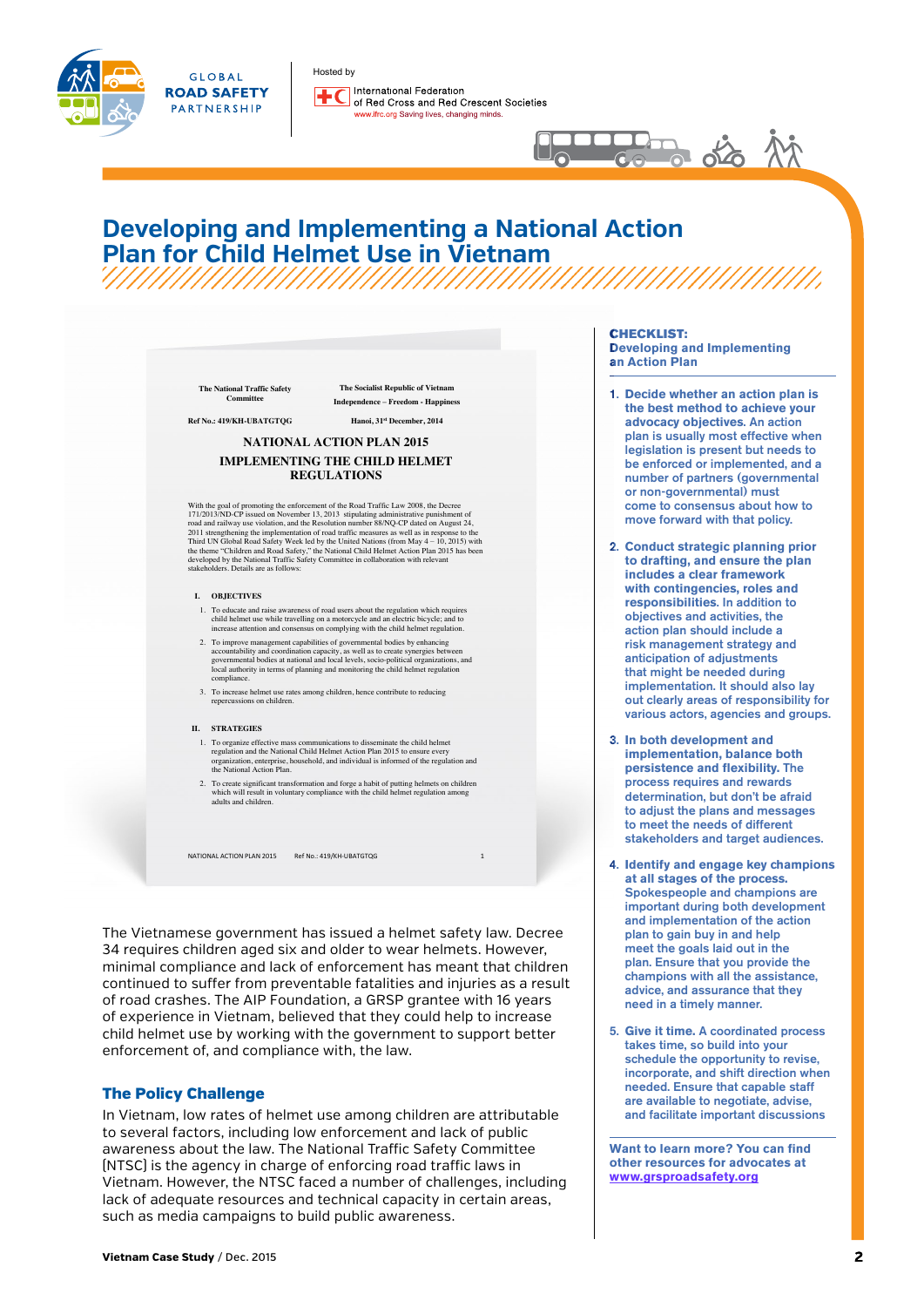# Developing and Implementing a National Action Plan for Child Helmet Use in Vietnam

The National Traffic Safety Committee

The Socialist Republic of Vietnam
Independence – Freedom - Happiness

Ref No.: 419/KH-UBATGTQG

Hanoi, 31st December, 2014

**NATIONAL ACTION PLAN 2015**

**IMPLEMENTING THE CHILD HELMET REGULATIONS**

With the goal of promoting the enforcement of the Road Traffic Law 2008, the Decree 171/2013/ND-CP issued on November 13, 2013 stipulating administrative punishment of road and railway use violation, and the Resolution number 88/NQ-CP dated on August 24, 2011 strengthening the implementation of road traffic measures as well as in response to the Third UN Global Road Safety Week led by the United Nations (from May 4 – 10, 2015) with the theme "Children and Road Safety," the National Child Helmet Action Plan 2015 has been developed by the National Traffic Safety Committee in collaboration with relevant stakeholders. Details are as follows:

**I. OBJECTIVES**

1. To educate and raise awareness of road users about the regulation which requires child helmet use while travelling on a motorcycle and an electric bicycle; and to increase attention and consensus on complying with the child helmet regulation.
2. To improve management capabilities of governmental bodies by enhancing accountability and coordination capacity, as well as to create synergies between governmental bodies at national and local levels, socio-political organizations, and local authority in terms of planning and monitoring the child helmet regulation compliance.
3. To increase helmet use rates among children, hence contribute to reducing repercussions on children.

**II. STRATEGIES**

1. To organize effective mass communications to disseminate the child helmet regulation and the National Child Helmet Action Plan 2015 to ensure every organization, enterprise, household, and individual is informed of the regulation and the National Action Plan.
2. To create significant transformation and forge a habit of putting helmets on children which will result in voluntary compliance with the child helmet regulation among adults and children.

NATIONAL ACTION PLAN 2015 Ref No.: 419/KH-UBATGTQG 1

The Vietnamese government has issued a helmet safety law. Decree 34 requires children aged six and older to wear helmets. However, minimal compliance and lack of enforcement has meant that children continued to suffer from preventable fatalities and injuries as a result of road crashes. The AIP Foundation, a GRSP grantee with 16 years of experience in Vietnam, believed that they could help to increase child helmet use by working with the government to support better enforcement of, and compliance with, the law.

## The Policy Challenge

In Vietnam, low rates of helmet use among children are attributable to several factors, including low enforcement and lack of public awareness about the law. The National Traffic Safety Committee (NTSC) is the agency in charge of enforcing road traffic laws in Vietnam. However, the NTSC faced a number of challenges, including lack of adequate resources and technical capacity in certain areas, such as media campaigns to build public awareness.

### CHECKLIST: Developing and Implementing an Action Plan

1. **Decide whether an action plan is the best method to achieve your advocacy objectives.** An action plan is usually most effective when legislation is present but needs to be enforced or implemented, and a number of partners (governmental or non-governmental) must come to consensus about how to move forward with that policy.
2. **Conduct strategic planning prior to drafting, and ensure the plan includes a clear framework with contingencies, roles and responsibilities.** In addition to objectives and activities, the action plan should include a risk management strategy and anticipation of adjustments that might be needed during implementation. It should also lay out clearly areas of responsibility for various actors, agencies and groups.
3. **In both development and implementation, balance both persistence and flexibility.** The process requires and rewards determination, but don't be afraid to adjust the plans and messages to meet the needs of different stakeholders and target audiences.
4. **Identify and engage key champions at all stages of the process.** Spokespeople and champions are important during both development and implementation of the action plan to gain buy in and help meet the goals laid out in the plan. Ensure that you provide the champions with all the assistance, advice, and assurance that they need in a timely manner.
5. **Give it time.** A coordinated process takes time, so build into your schedule the opportunity to revise, incorporate, and shift direction when needed. Ensure that capable staff are available to negotiate, advise, and facilitate important discussions

**Want to learn more? You can find other resources for advocates at [www.grsproadsafety.org](http://www.grsproadsafety.org)**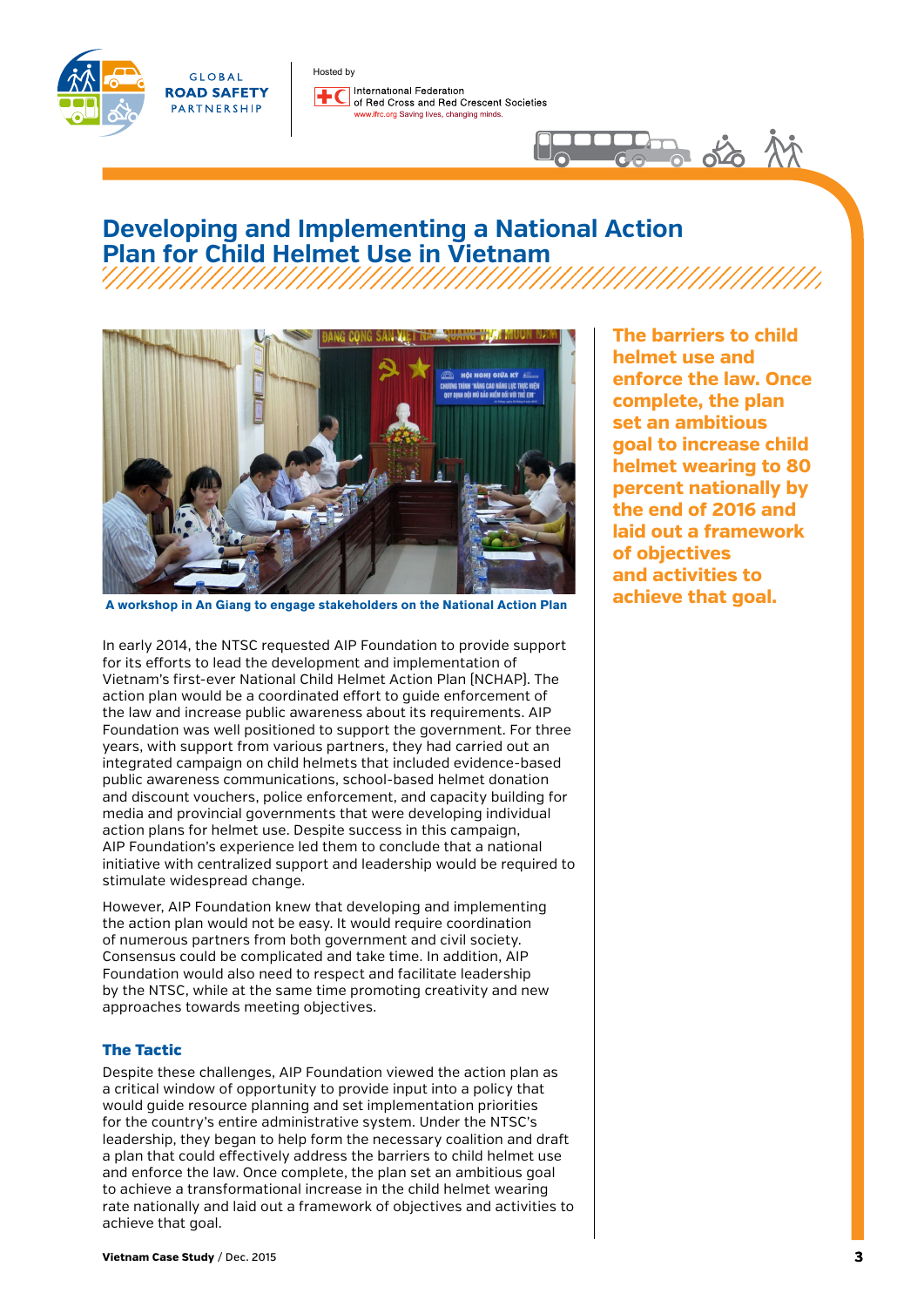# Developing and Implementing a National Action Plan for Child Helmet Use in Vietnam

A workshop in An Giang to engage stakeholders on the National Action Plan

**The barriers to child helmet use and enforce the law. Once complete, the plan set an ambitious goal to increase child helmet wearing to 80 percent nationally by the end of 2016 and laid out a framework of objectives and activities to achieve that goal.**

In early 2014, the NTSC requested AIP Foundation to provide support for its efforts to lead the development and implementation of Vietnam's first-ever National Child Helmet Action Plan (NCHAP). The action plan would be a coordinated effort to guide enforcement of the law and increase public awareness about its requirements. AIP Foundation was well positioned to support the government. For three years, with support from various partners, they had carried out an integrated campaign on child helmets that included evidence-based public awareness communications, school-based helmet donation and discount vouchers, police enforcement, and capacity building for media and provincial governments that were developing individual action plans for helmet use. Despite success in this campaign, AIP Foundation's experience led them to conclude that a national initiative with centralized support and leadership would be required to stimulate widespread change.

However, AIP Foundation knew that developing and implementing the action plan would not be easy. It would require coordination of numerous partners from both government and civil society. Consensus could be complicated and take time. In addition, AIP Foundation would also need to respect and facilitate leadership by the NTSC, while at the same time promoting creativity and new approaches towards meeting objectives.

### The Tactic

Despite these challenges, AIP Foundation viewed the action plan as a critical window of opportunity to provide input into a policy that would guide resource planning and set implementation priorities for the country's entire administrative system. Under the NTSC's leadership, they began to help form the necessary coalition and draft a plan that could effectively address the barriers to child helmet use and enforce the law. Once complete, the plan set an ambitious goal to achieve a transformational increase in the child helmet wearing rate nationally and laid out a framework of objectives and activities to achieve that goal.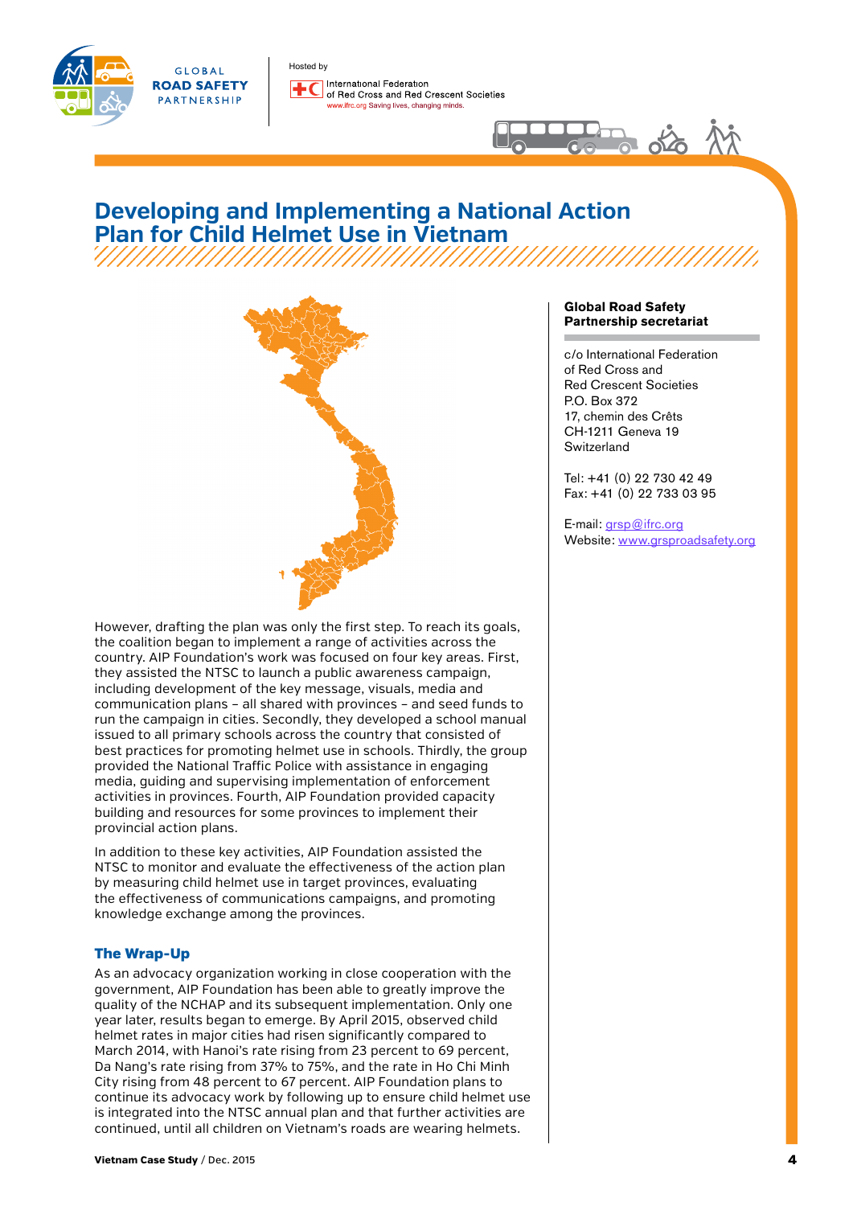# Developing and Implementing a National Action Plan for Child Helmet Use in Vietnam

However, drafting the plan was only the first step. To reach its goals, the coalition began to implement a range of activities across the country. AIP Foundation's work was focused on four key areas. First, they assisted the NTSC to launch a public awareness campaign, including development of the key message, visuals, media and communication plans – all shared with provinces – and seed funds to run the campaign in cities. Secondly, they developed a school manual issued to all primary schools across the country that consisted of best practices for promoting helmet use in schools. Thirdly, the group provided the National Traffic Police with assistance in engaging media, guiding and supervising implementation of enforcement activities in provinces. Fourth, AIP Foundation provided capacity building and resources for some provinces to implement their provincial action plans.

In addition to these key activities, AIP Foundation assisted the NTSC to monitor and evaluate the effectiveness of the action plan by measuring child helmet use in target provinces, evaluating the effectiveness of communications campaigns, and promoting knowledge exchange among the provinces.

## The Wrap-Up

As an advocacy organization working in close cooperation with the government, AIP Foundation has been able to greatly improve the quality of the NCHAP and its subsequent implementation. Only one year later, results began to emerge. By April 2015, observed child helmet rates in major cities had risen significantly compared to March 2014, with Hanoi's rate rising from 23 percent to 69 percent, Da Nang's rate rising from 37% to 75%, and the rate in Ho Chi Minh City rising from 48 percent to 67 percent. AIP Foundation plans to continue its advocacy work by following up to ensure child helmet use is integrated into the NTSC annual plan and that further activities are continued, until all children on Vietnam's roads are wearing helmets.

**Global Road Safety Partnership secretariat**

c/o International Federation of Red Cross and Red Crescent Societies
P.O. Box 372
17, chemin des Crêts
CH-1211 Geneva 19
Switzerland

Tel: +41 (0) 22 730 42 49
Fax: +41 (0) 22 733 03 95

E-mail: grsp@ifrc.org
Website: www.grsproadsafety.org